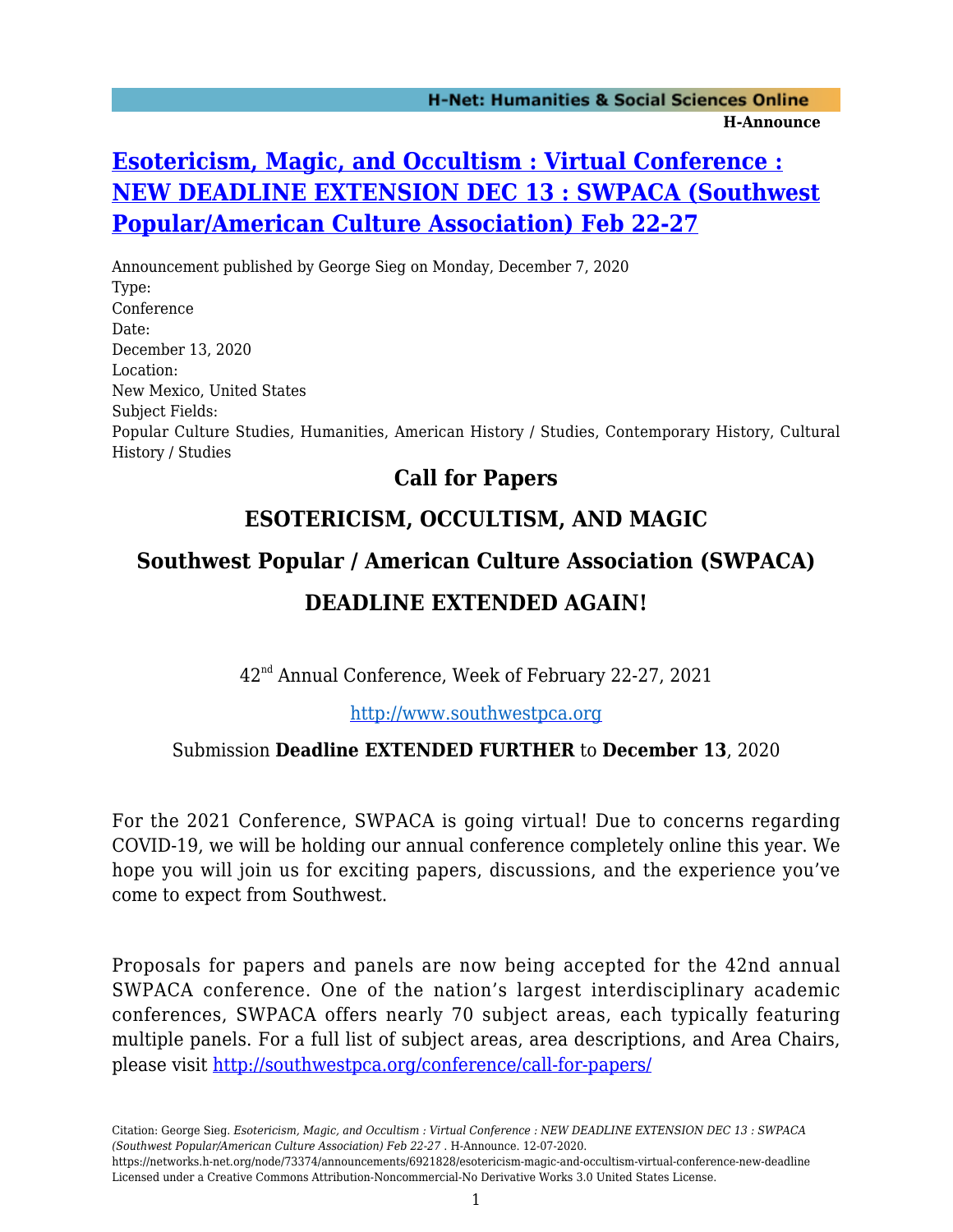# [Esotericism, Magic, and Occultism : Virtual Conference : NEW DEADLINE EXTENSION DEC 13 : SWPACA (Southwest Popular/American Culture Association) Feb 22-27](https://networks.h-net.org/node/73374/announcements/6921828/esotericism-magic-and-occultism-virtual-conference-new-deadline)

Announcement published by George Sieg on Monday, December 7, 2020

Type:
Conference

Date:
December 13, 2020

Location:
New Mexico, United States

Subject Fields:
Popular Culture Studies, Humanities, American History / Studies, Contemporary History, Cultural History / Studies

## Call for Papers

## ESOTERICISM, OCCULTISM, AND MAGIC

## Southwest Popular / American Culture Association (SWPACA)

## DEADLINE EXTENDED AGAIN!

42nd Annual Conference, Week of February 22-27, 2021

http://www.southwestpca.org

Submission **Deadline EXTENDED FURTHER** to **December 13**, 2020

For the 2021 Conference, SWPACA is going virtual! Due to concerns regarding COVID-19, we will be holding our annual conference completely online this year. We hope you will join us for exciting papers, discussions, and the experience you've come to expect from Southwest.

Proposals for papers and panels are now being accepted for the 42nd annual SWPACA conference. One of the nation's largest interdisciplinary academic conferences, SWPACA offers nearly 70 subject areas, each typically featuring multiple panels. For a full list of subject areas, area descriptions, and Area Chairs, please visit http://southwestpca.org/conference/call-for-papers/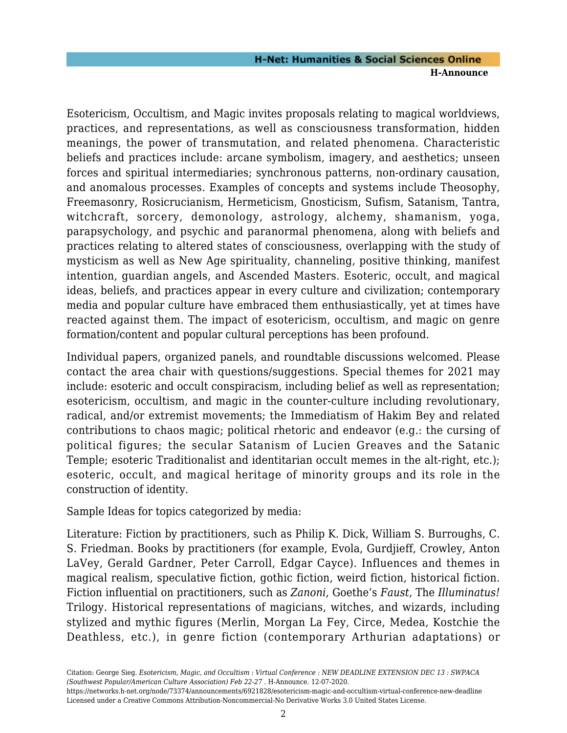Esotericism, Occultism, and Magic invites proposals relating to magical worldviews, practices, and representations, as well as consciousness transformation, hidden meanings, the power of transmutation, and related phenomena. Characteristic beliefs and practices include: arcane symbolism, imagery, and aesthetics; unseen forces and spiritual intermediaries; synchronous patterns, non-ordinary causation, and anomalous processes. Examples of concepts and systems include Theosophy, Freemasonry, Rosicrucianism, Hermeticism, Gnosticism, Sufism, Satanism, Tantra, witchcraft, sorcery, demonology, astrology, alchemy, shamanism, yoga, parapsychology, and psychic and paranormal phenomena, along with beliefs and practices relating to altered states of consciousness, overlapping with the study of mysticism as well as New Age spirituality, channeling, positive thinking, manifest intention, guardian angels, and Ascended Masters. Esoteric, occult, and magical ideas, beliefs, and practices appear in every culture and civilization; contemporary media and popular culture have embraced them enthusiastically, yet at times have reacted against them. The impact of esotericism, occultism, and magic on genre formation/content and popular cultural perceptions has been profound.

Individual papers, organized panels, and roundtable discussions welcomed. Please contact the area chair with questions/suggestions. Special themes for 2021 may include: esoteric and occult conspiracism, including belief as well as representation; esotericism, occultism, and magic in the counter-culture including revolutionary, radical, and/or extremist movements; the Immediatism of Hakim Bey and related contributions to chaos magic; political rhetoric and endeavor (e.g.: the cursing of political figures; the secular Satanism of Lucien Greaves and the Satanic Temple; esoteric Traditionalist and identitarian occult memes in the alt-right, etc.); esoteric, occult, and magical heritage of minority groups and its role in the construction of identity.

Sample Ideas for topics categorized by media:

Literature: Fiction by practitioners, such as Philip K. Dick, William S. Burroughs, C. S. Friedman. Books by practitioners (for example, Evola, Gurdjieff, Crowley, Anton LaVey, Gerald Gardner, Peter Carroll, Edgar Cayce). Influences and themes in magical realism, speculative fiction, gothic fiction, weird fiction, historical fiction. Fiction influential on practitioners, such as *Zanoni*, Goethe's *Faust*, The *Illuminatus!* Trilogy. Historical representations of magicians, witches, and wizards, including stylized and mythic figures (Merlin, Morgan La Fey, Circe, Medea, Kostchie the Deathless, etc.), in genre fiction (contemporary Arthurian adaptations) or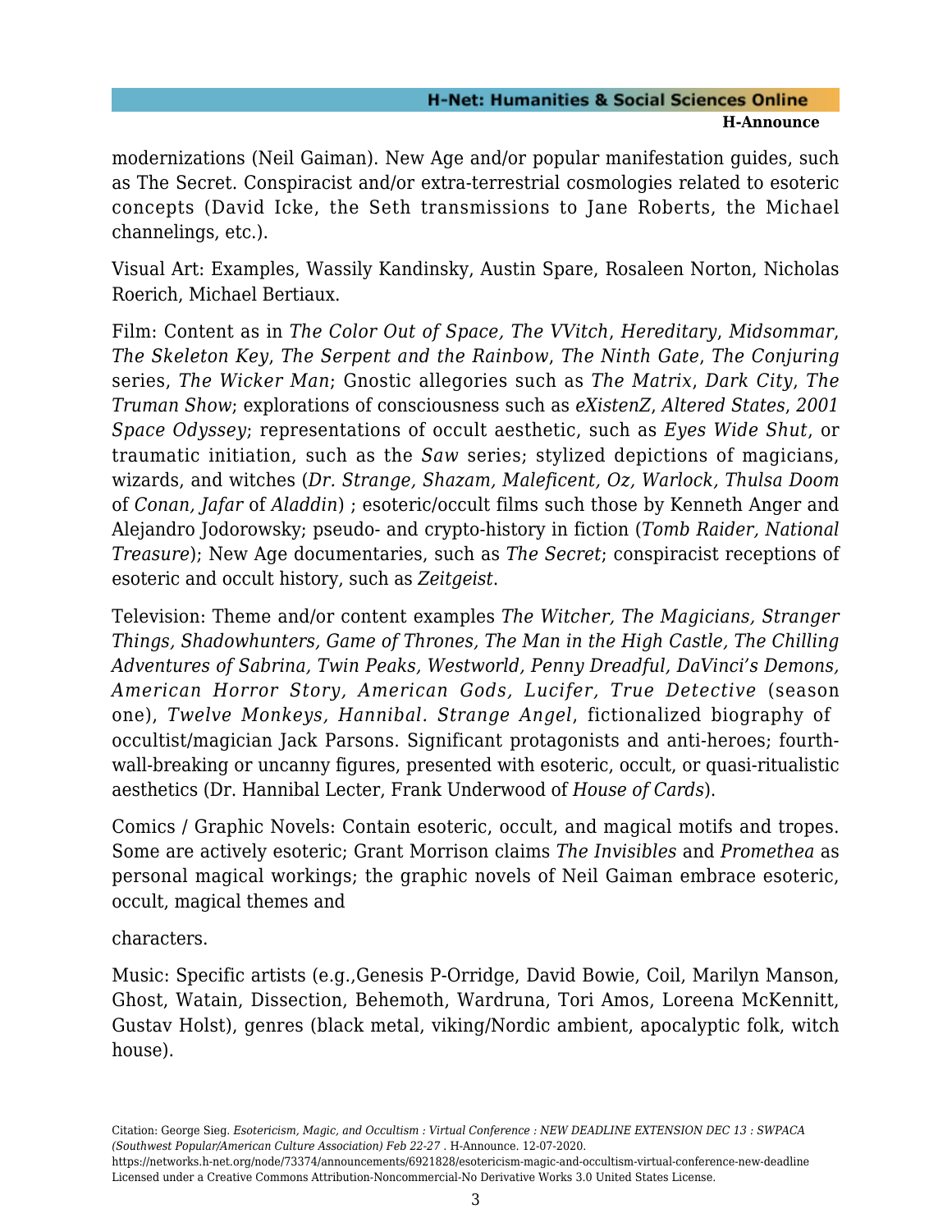modernizations (Neil Gaiman). New Age and/or popular manifestation guides, such as The Secret. Conspiracist and/or extra-terrestrial cosmologies related to esoteric concepts (David Icke, the Seth transmissions to Jane Roberts, the Michael channelings, etc.).

Visual Art: Examples, Wassily Kandinsky, Austin Spare, Rosaleen Norton, Nicholas Roerich, Michael Bertiaux.

Film: Content as in *The Color Out of Space, The VVitch*, *Hereditary*, *Midsommar*, *The Skeleton Key*, *The Serpent and the Rainbow*, *The Ninth Gate*, *The Conjuring* series, *The Wicker Man*; Gnostic allegories such as *The Matrix*, *Dark City*, *The Truman Show*; explorations of consciousness such as *eXistenZ*, *Altered States*, *2001 Space Odyssey*; representations of occult aesthetic, such as *Eyes Wide Shut*, or traumatic initiation, such as the *Saw* series; stylized depictions of magicians, wizards, and witches (*Dr. Strange, Shazam, Maleficent, Oz, Warlock, Thulsa Doom* of *Conan, Jafar* of *Aladdin*) ; esoteric/occult films such those by Kenneth Anger and Alejandro Jodorowsky; pseudo- and crypto-history in fiction (*Tomb Raider, National Treasure*); New Age documentaries, such as *The Secret*; conspiracist receptions of esoteric and occult history, such as *Zeitgeist*.

Television: Theme and/or content examples *The Witcher, The Magicians, Stranger Things, Shadowhunters, Game of Thrones, The Man in the High Castle, The Chilling Adventures of Sabrina, Twin Peaks, Westworld, Penny Dreadful, DaVinci's Demons, American Horror Story, American Gods, Lucifer, True Detective* (season one), *Twelve Monkeys, Hannibal. Strange Angel*, fictionalized biography of occultist/magician Jack Parsons. Significant protagonists and anti-heroes; fourth-wall-breaking or uncanny figures, presented with esoteric, occult, or quasi-ritualistic aesthetics (Dr. Hannibal Lecter, Frank Underwood of *House of Cards*).

Comics / Graphic Novels: Contain esoteric, occult, and magical motifs and tropes. Some are actively esoteric; Grant Morrison claims *The Invisibles* and *Promethea* as personal magical workings; the graphic novels of Neil Gaiman embrace esoteric, occult, magical themes and

characters.

Music: Specific artists (e.g.,Genesis P-Orridge, David Bowie, Coil, Marilyn Manson, Ghost, Watain, Dissection, Behemoth, Wardruna, Tori Amos, Loreena McKennitt, Gustav Holst), genres (black metal, viking/Nordic ambient, apocalyptic folk, witch house).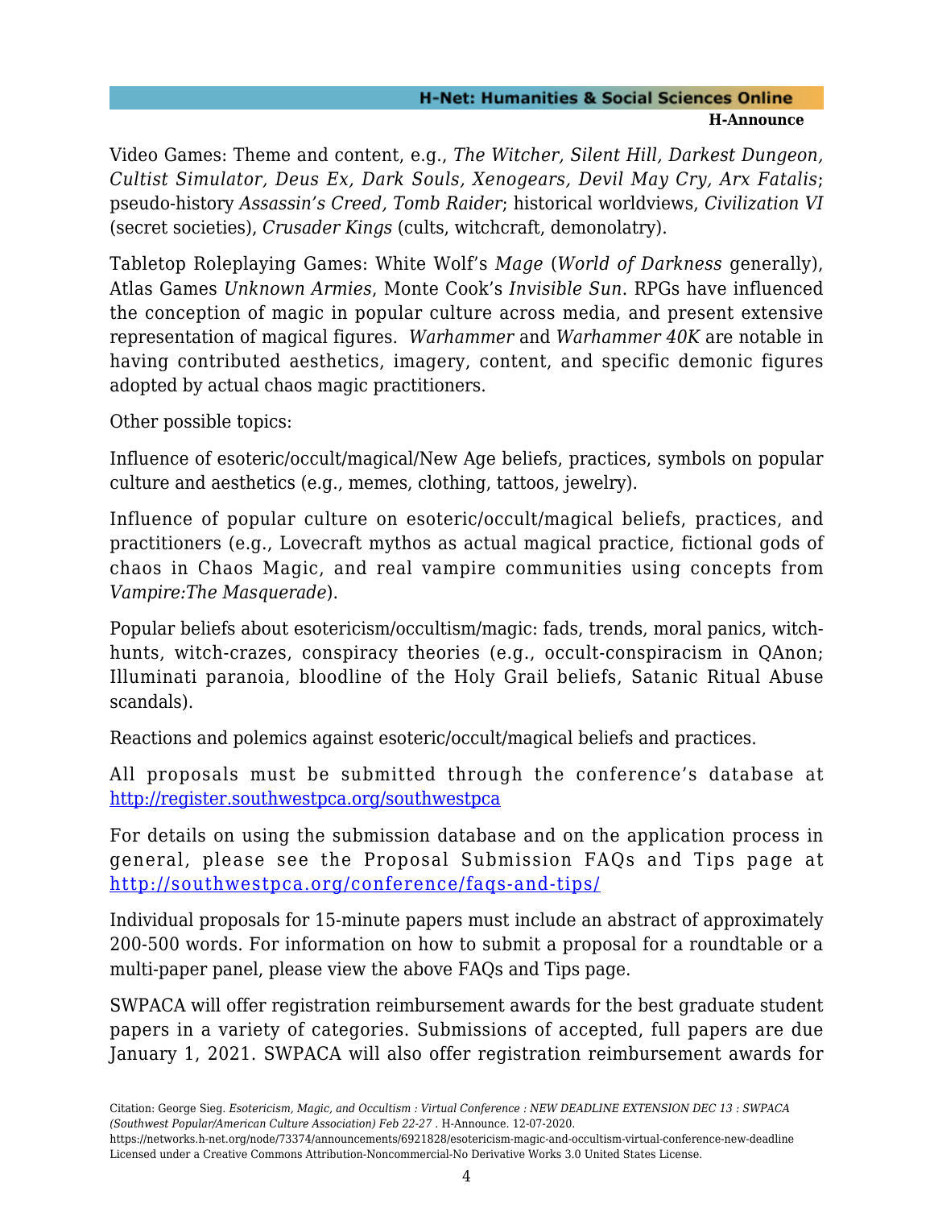Video Games: Theme and content, e.g., *The Witcher, Silent Hill, Darkest Dungeon, Cultist Simulator, Deus Ex, Dark Souls, Xenogears, Devil May Cry, Arx Fatalis*; pseudo-history *Assassin's Creed, Tomb Raider*; historical worldviews, *Civilization VI* (secret societies), *Crusader Kings* (cults, witchcraft, demonolatry).

Tabletop Roleplaying Games: White Wolf's *Mage* (*World of Darkness* generally), Atlas Games *Unknown Armies*, Monte Cook's *Invisible Sun*. RPGs have influenced the conception of magic in popular culture across media, and present extensive representation of magical figures. *Warhammer* and *Warhammer 40K* are notable in having contributed aesthetics, imagery, content, and specific demonic figures adopted by actual chaos magic practitioners.

Other possible topics:

Influence of esoteric/occult/magical/New Age beliefs, practices, symbols on popular culture and aesthetics (e.g., memes, clothing, tattoos, jewelry).

Influence of popular culture on esoteric/occult/magical beliefs, practices, and practitioners (e.g., Lovecraft mythos as actual magical practice, fictional gods of chaos in Chaos Magic, and real vampire communities using concepts from *Vampire:The Masquerade*).

Popular beliefs about esotericism/occultism/magic: fads, trends, moral panics, witch-hunts, witch-crazes, conspiracy theories (e.g., occult-conspiracism in QAnon; Illuminati paranoia, bloodline of the Holy Grail beliefs, Satanic Ritual Abuse scandals).

Reactions and polemics against esoteric/occult/magical beliefs and practices.

All proposals must be submitted through the conference's database at [http://register.southwestpca.org/southwestpca](http://register.southwestpca.org/southwestpca)

For details on using the submission database and on the application process in general, please see the Proposal Submission FAQs and Tips page at [http://southwestpca.org/conference/faqs-and-tips/](http://southwestpca.org/conference/faqs-and-tips/)

Individual proposals for 15-minute papers must include an abstract of approximately 200-500 words. For information on how to submit a proposal for a roundtable or a multi-paper panel, please view the above FAQs and Tips page.

SWPACA will offer registration reimbursement awards for the best graduate student papers in a variety of categories. Submissions of accepted, full papers are due January 1, 2021. SWPACA will also offer registration reimbursement awards for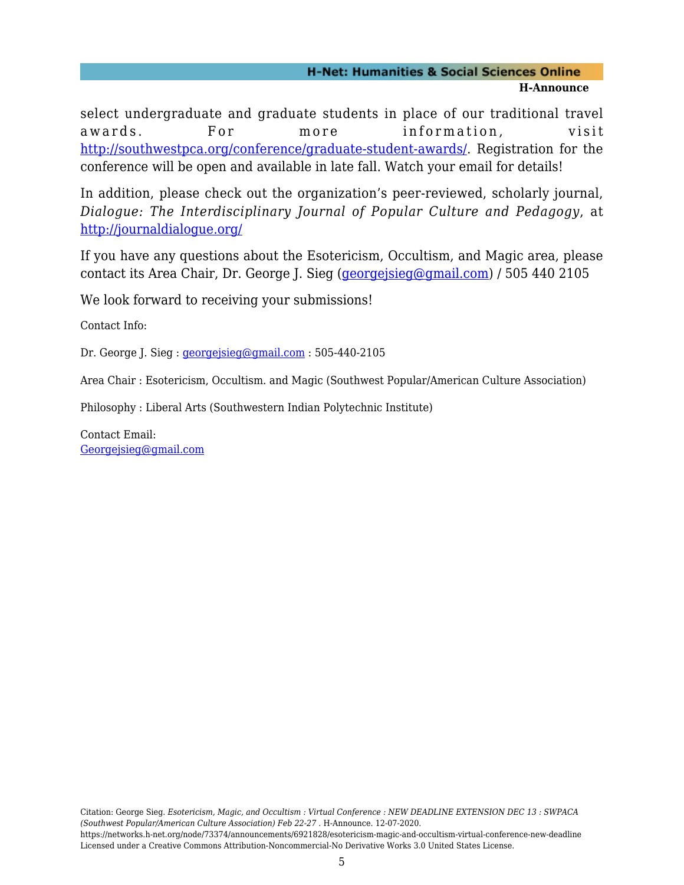select undergraduate and graduate students in place of our traditional travel awards. For more information, visit http://southwestpca.org/conference/graduate-student-awards/. Registration for the conference will be open and available in late fall. Watch your email for details!

In addition, please check out the organization's peer-reviewed, scholarly journal, *Dialogue: The Interdisciplinary Journal of Popular Culture and Pedagogy*, at http://journaldialogue.org/

If you have any questions about the Esotericism, Occultism, and Magic area, please contact its Area Chair, Dr. George J. Sieg (georgejsieg@gmail.com) / 505 440 2105

We look forward to receiving your submissions!

Contact Info:

Dr. George J. Sieg : georgejsieg@gmail.com : 505-440-2105

Area Chair : Esotericism, Occultism. and Magic (Southwest Popular/American Culture Association)

Philosophy : Liberal Arts (Southwestern Indian Polytechnic Institute)

Contact Email:
Georgejsieg@gmail.com

Citation: George Sieg. *Esotericism, Magic, and Occultism : Virtual Conference : NEW DEADLINE EXTENSION DEC 13 : SWPACA (Southwest Popular/American Culture Association) Feb 22-27* . H-Announce. 12-07-2020.
https://networks.h-net.org/node/73374/announcements/6921828/esotericism-magic-and-occultism-virtual-conference-new-deadline
Licensed under a Creative Commons Attribution-Noncommercial-No Derivative Works 3.0 United States License.